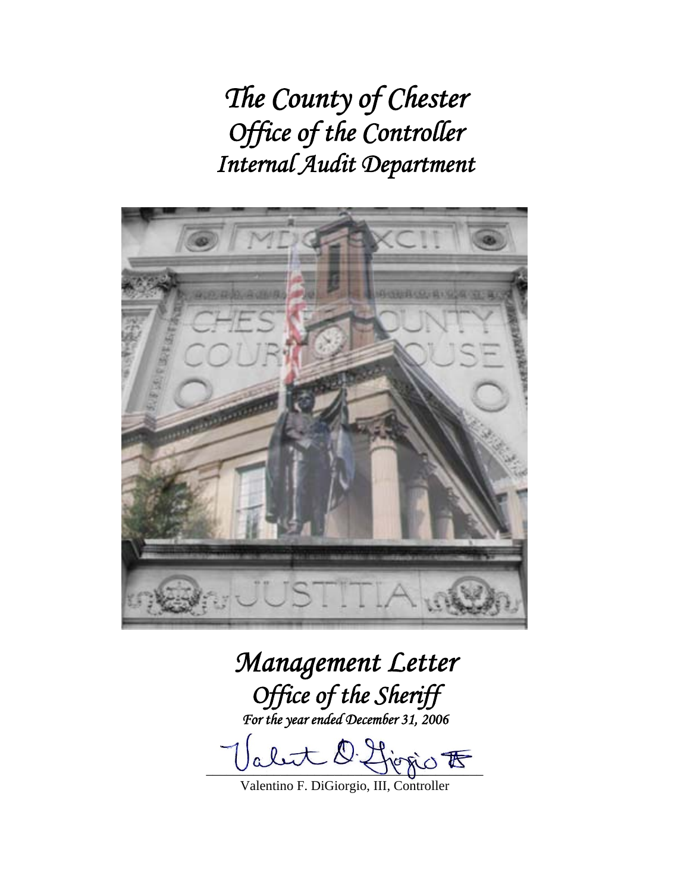# *The County of Chester*
# *Office of the Controller*
# *Internal Audit Department*

## *Management Letter*
## *Office of the Sheriff*
### *For the year ended December 31, 2006*

Valentino F. DiGiorgio, III, Controller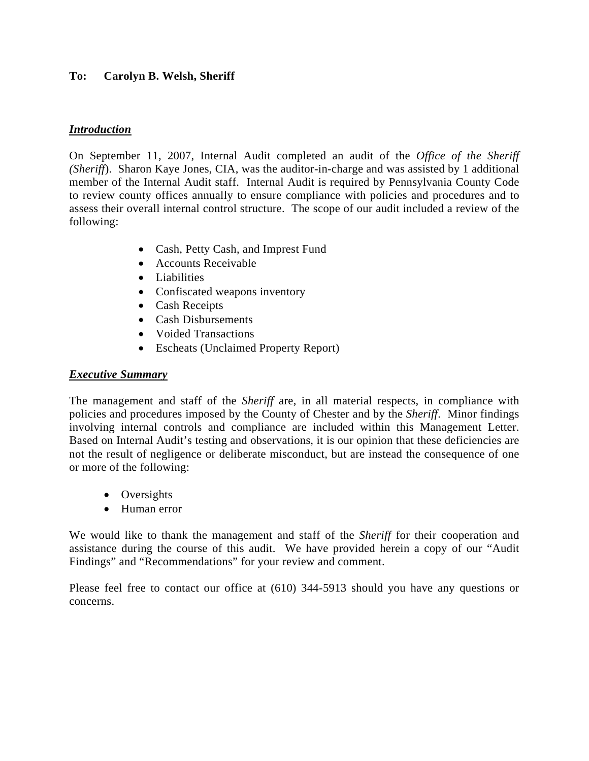**To: Carolyn B. Welsh, Sheriff**

***Introduction***

On September 11, 2007, Internal Audit completed an audit of the *Office of the Sheriff (Sheriff)*. Sharon Kaye Jones, CIA, was the auditor-in-charge and was assisted by 1 additional member of the Internal Audit staff. Internal Audit is required by Pennsylvania County Code to review county offices annually to ensure compliance with policies and procedures and to assess their overall internal control structure. The scope of our audit included a review of the following:

- Cash, Petty Cash, and Imprest Fund
- Accounts Receivable
- Liabilities
- Confiscated weapons inventory
- Cash Receipts
- Cash Disbursements
- Voided Transactions
- Escheats (Unclaimed Property Report)

***Executive Summary***

The management and staff of the *Sheriff* are, in all material respects, in compliance with policies and procedures imposed by the County of Chester and by the *Sheriff*. Minor findings involving internal controls and compliance are included within this Management Letter. Based on Internal Audit's testing and observations, it is our opinion that these deficiencies are not the result of negligence or deliberate misconduct, but are instead the consequence of one or more of the following:

- Oversights
- Human error

We would like to thank the management and staff of the *Sheriff* for their cooperation and assistance during the course of this audit. We have provided herein a copy of our "Audit Findings" and "Recommendations" for your review and comment.

Please feel free to contact our office at (610) 344-5913 should you have any questions or concerns.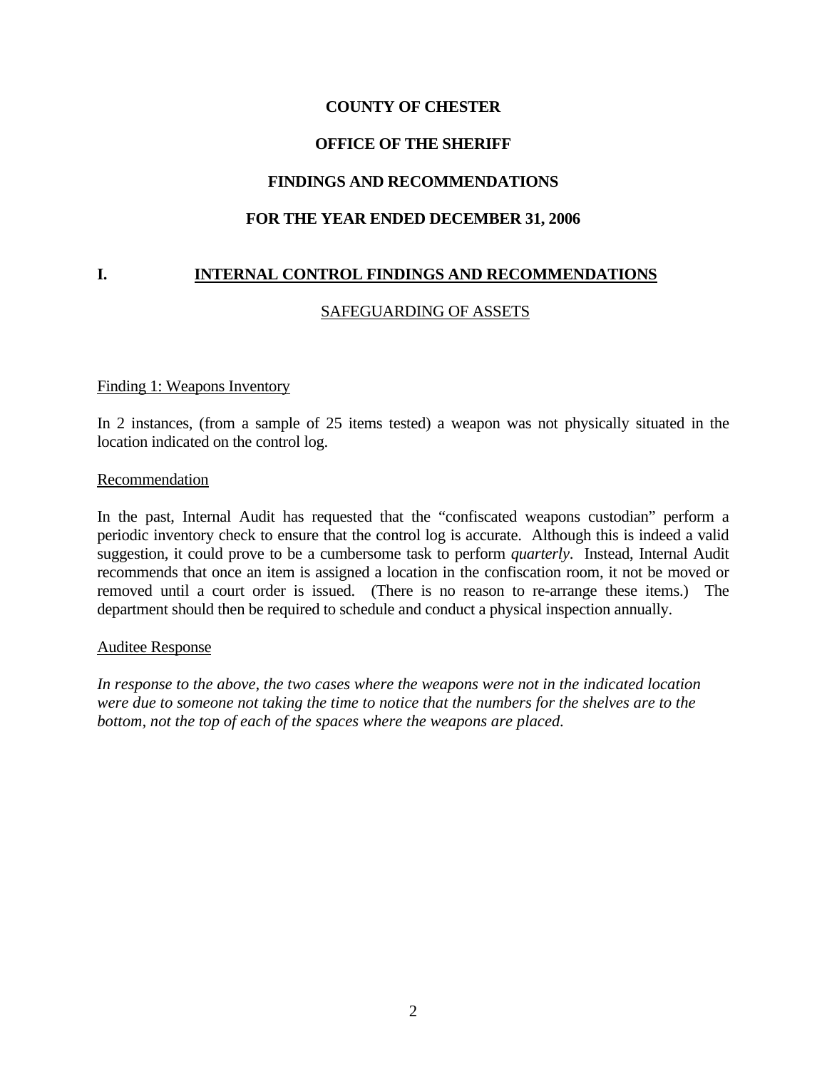**COUNTY OF CHESTER**

**OFFICE OF THE SHERIFF**

**FINDINGS AND RECOMMENDATIONS**

**FOR THE YEAR ENDED DECEMBER 31, 2006**

## I. INTERNAL CONTROL FINDINGS AND RECOMMENDATIONS

### SAFEGUARDING OF ASSETS

#### Finding 1: Weapons Inventory

In 2 instances, (from a sample of 25 items tested) a weapon was not physically situated in the location indicated on the control log.

#### Recommendation

In the past, Internal Audit has requested that the "confiscated weapons custodian" perform a periodic inventory check to ensure that the control log is accurate. Although this is indeed a valid suggestion, it could prove to be a cumbersome task to perform *quarterly*. Instead, Internal Audit recommends that once an item is assigned a location in the confiscation room, it not be moved or removed until a court order is issued. (There is no reason to re-arrange these items.) The department should then be required to schedule and conduct a physical inspection annually.

#### Auditee Response

*In response to the above, the two cases where the weapons were not in the indicated location were due to someone not taking the time to notice that the numbers for the shelves are to the bottom, not the top of each of the spaces where the weapons are placed.*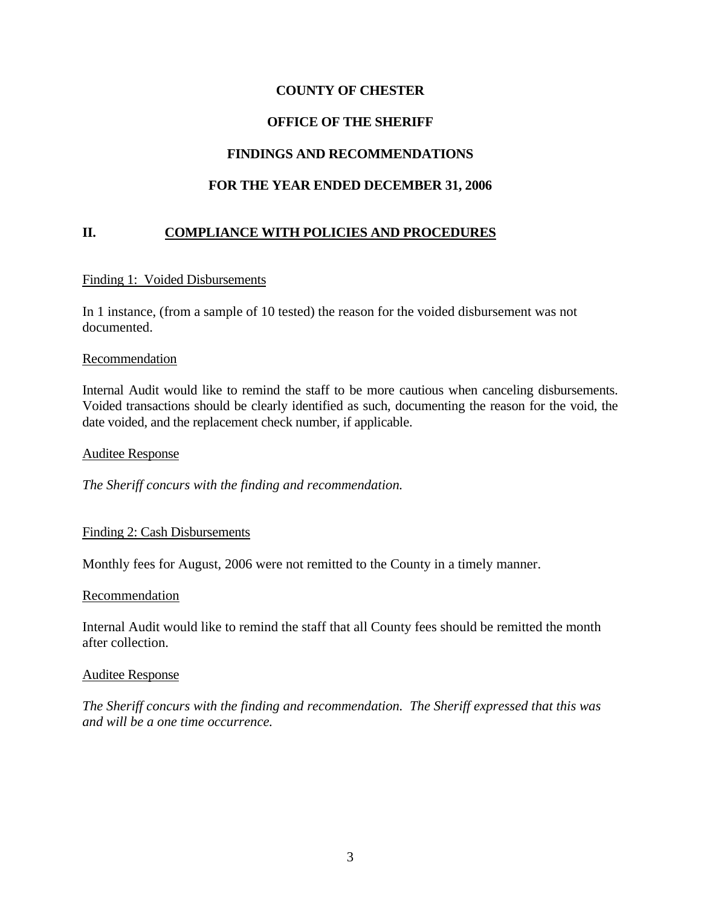# COUNTY OF CHESTER

## OFFICE OF THE SHERIFF

## FINDINGS AND RECOMMENDATIONS

## FOR THE YEAR ENDED DECEMBER 31, 2006

## II. COMPLIANCE WITH POLICIES AND PROCEDURES

Finding 1: Voided Disbursements

In 1 instance, (from a sample of 10 tested) the reason for the voided disbursement was not documented.

Recommendation

Internal Audit would like to remind the staff to be more cautious when canceling disbursements. Voided transactions should be clearly identified as such, documenting the reason for the void, the date voided, and the replacement check number, if applicable.

Auditee Response

*The Sheriff concurs with the finding and recommendation.*

Finding 2: Cash Disbursements

Monthly fees for August, 2006 were not remitted to the County in a timely manner.

Recommendation

Internal Audit would like to remind the staff that all County fees should be remitted the month after collection.

Auditee Response

*The Sheriff concurs with the finding and recommendation. The Sheriff expressed that this was and will be a one time occurrence.*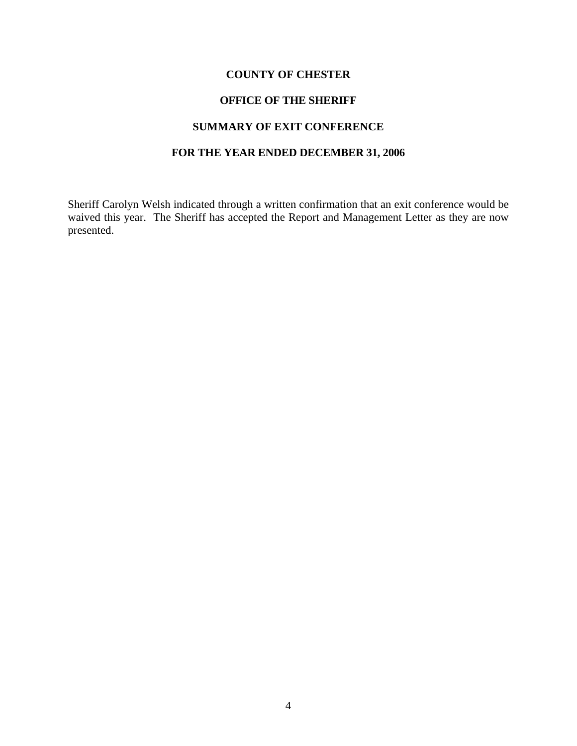**COUNTY OF CHESTER**

**OFFICE OF THE SHERIFF**

**SUMMARY OF EXIT CONFERENCE**

**FOR THE YEAR ENDED DECEMBER 31, 2006**

Sheriff Carolyn Welsh indicated through a written confirmation that an exit conference would be waived this year. The Sheriff has accepted the Report and Management Letter as they are now presented.